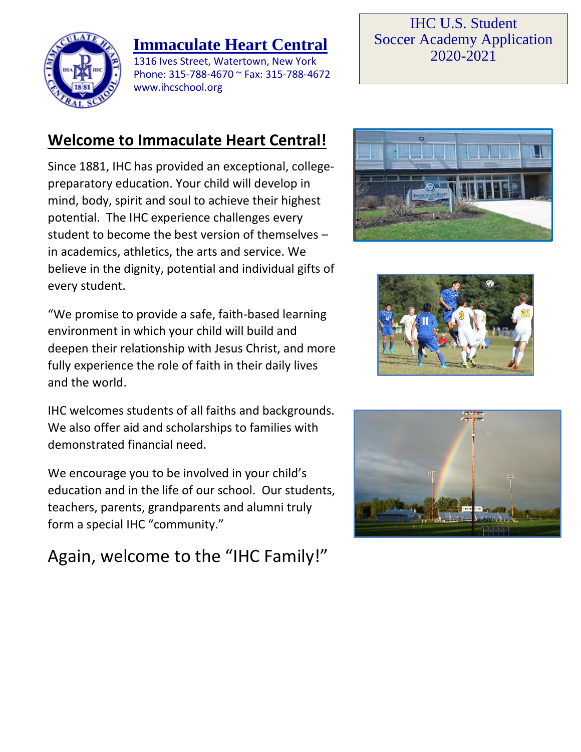# Immaculate Heart Central

1316 Ives Street, Watertown, New York
Phone: 315-788-4670 ~ Fax: 315-788-4672
www.ihcschool.org

IHC U.S. Student Soccer Academy Application 2020-2021

## Welcome to Immaculate Heart Central!

Since 1881, IHC has provided an exceptional, college-preparatory education. Your child will develop in mind, body, spirit and soul to achieve their highest potential. The IHC experience challenges every student to become the best version of themselves – in academics, athletics, the arts and service. We believe in the dignity, potential and individual gifts of every student.

"We promise to provide a safe, faith-based learning environment in which your child will build and deepen their relationship with Jesus Christ, and more fully experience the role of faith in their daily lives and the world.

IHC welcomes students of all faiths and backgrounds. We also offer aid and scholarships to families with demonstrated financial need.

We encourage you to be involved in your child's education and in the life of our school. Our students, teachers, parents, grandparents and alumni truly form a special IHC "community."

Again, welcome to the "IHC Family!"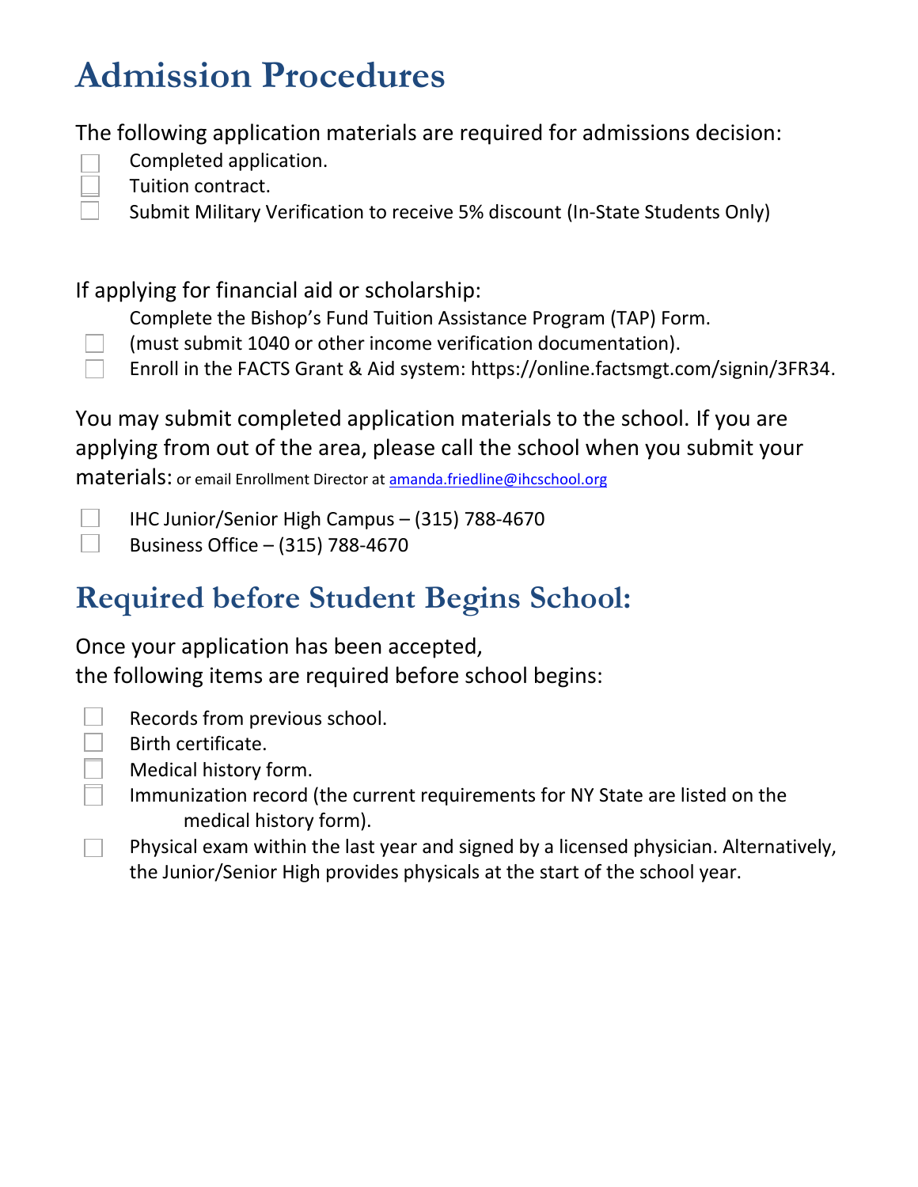# Admission Procedures

The following application materials are required for admissions decision:

- [ ] Completed application.
- [ ] Tuition contract.
- [ ] Submit Military Verification to receive 5% discount (In-State Students Only)

If applying for financial aid or scholarship:

- [ ] Complete the Bishop's Fund Tuition Assistance Program (TAP) Form. (must submit 1040 or other income verification documentation).
- [ ] Enroll in the FACTS Grant & Aid system: https://online.factsmgt.com/signin/3FR34.

You may submit completed application materials to the school. If you are applying from out of the area, please call the school when you submit your materials: or email Enrollment Director at [amanda.friedline@ihcschool.org](mailto:amanda.friedline@ihcschool.org)

- [ ] IHC Junior/Senior High Campus – (315) 788-4670
- [ ] Business Office – (315) 788-4670

## Required before Student Begins School:

Once your application has been accepted,
the following items are required before school begins:

- [ ] Records from previous school.
- [ ] Birth certificate.
- [ ] Medical history form.
- [ ] Immunization record (the current requirements for NY State are listed on the medical history form).
- [ ] Physical exam within the last year and signed by a licensed physician. Alternatively, the Junior/Senior High provides physicals at the start of the school year.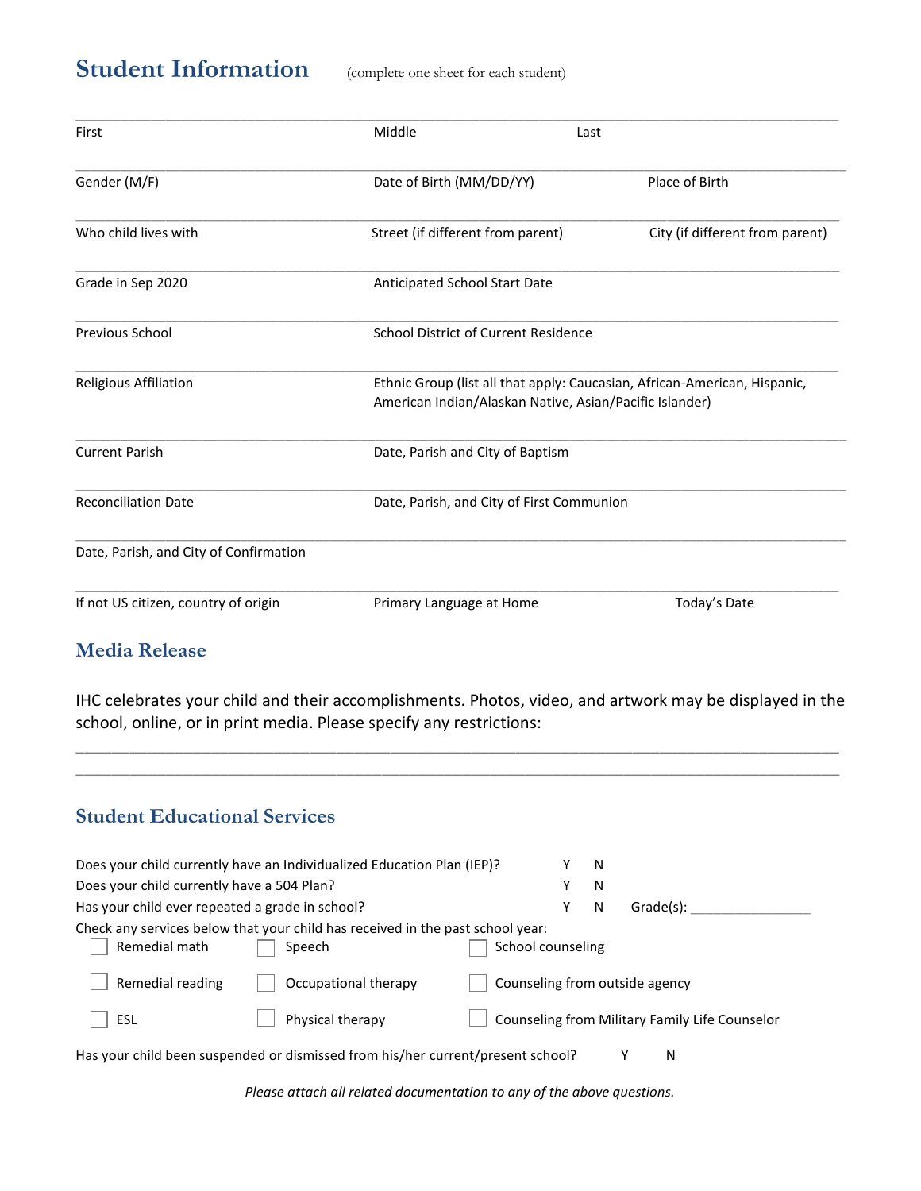## Student Information (complete one sheet for each student)

| | | |
|---|---|---|
| First | Middle | Last |
| Gender (M/F) | Date of Birth (MM/DD/YY) | Place of Birth |
| Who child lives with | Street (if different from parent) | City (if different from parent) |
| Grade in Sep 2020 | Anticipated School Start Date | |
| Previous School | School District of Current Residence | |
| Religious Affiliation | Ethnic Group (list all that apply: Caucasian, African-American, Hispanic, American Indian/Alaskan Native, Asian/Pacific Islander) | |
| Current Parish | Date, Parish and City of Baptism | |
| Reconciliation Date | Date, Parish, and City of First Communion | |
| Date, Parish, and City of Confirmation | | |
| If not US citizen, country of origin | Primary Language at Home | Today's Date |

## Media Release

IHC celebrates your child and their accomplishments. Photos, video, and artwork may be displayed in the school, online, or in print media. Please specify any restrictions:

_______________________________________________________________________________

_______________________________________________________________________________

## Student Educational Services

Does your child currently have an Individualized Education Plan (IEP)? Y N

Does your child currently have a 504 Plan? Y N

Has your child ever repeated a grade in school? Y N Grade(s): ________________

Check any services below that your child has received in the past school year:

- ☐ Remedial math
- ☐ Speech
- ☐ School counseling
- ☐ Remedial reading
- ☐ Occupational therapy
- ☐ Counseling from outside agency
- ☐ ESL
- ☐ Physical therapy
- ☐ Counseling from Military Family Life Counselor

Has your child been suspended or dismissed from his/her current/present school? Y N

*Please attach all related documentation to any of the above questions.*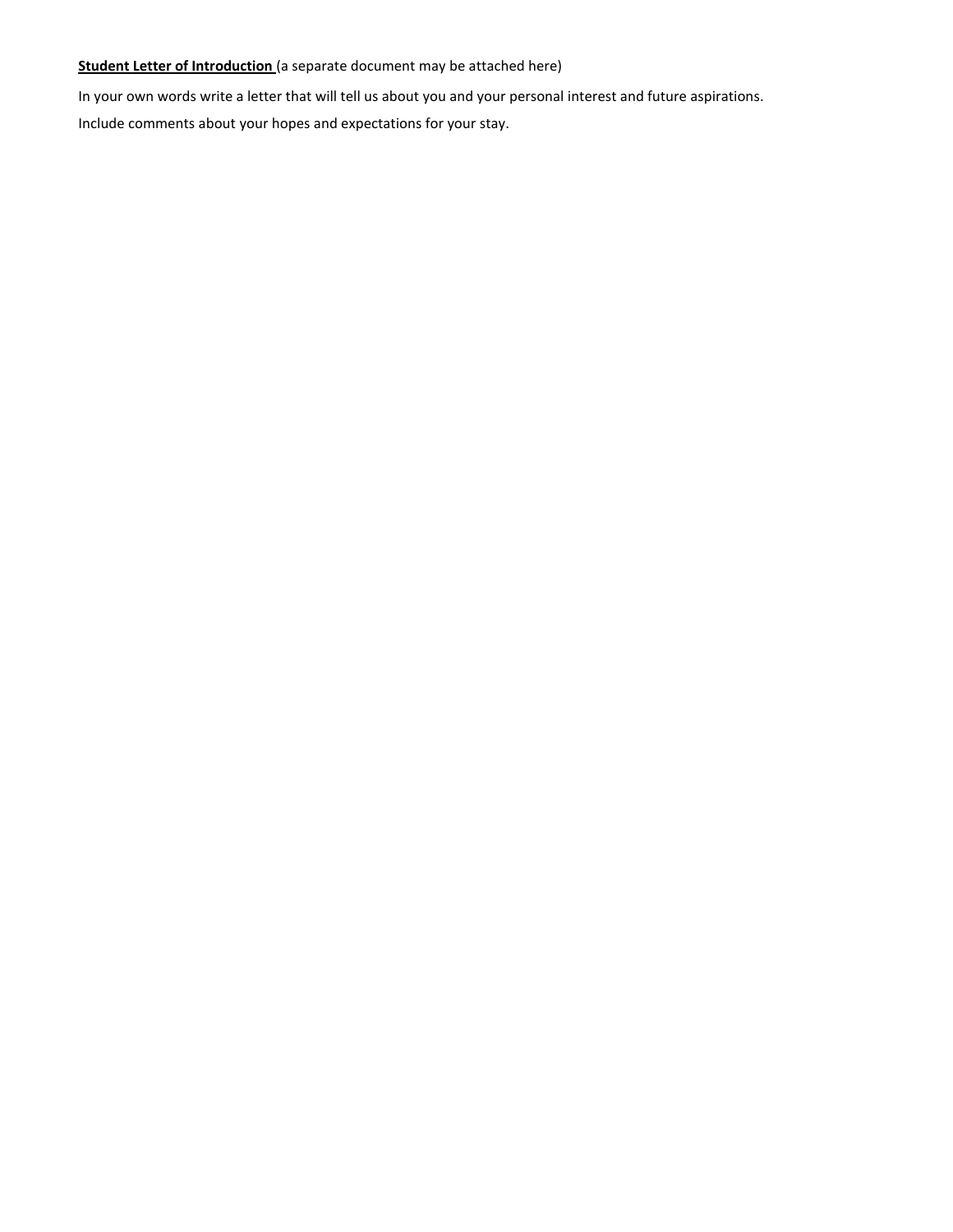**<u>Student Letter of Introduction</u>** (a separate document may be attached here)

In your own words write a letter that will tell us about you and your personal interest and future aspirations.

Include comments about your hopes and expectations for your stay.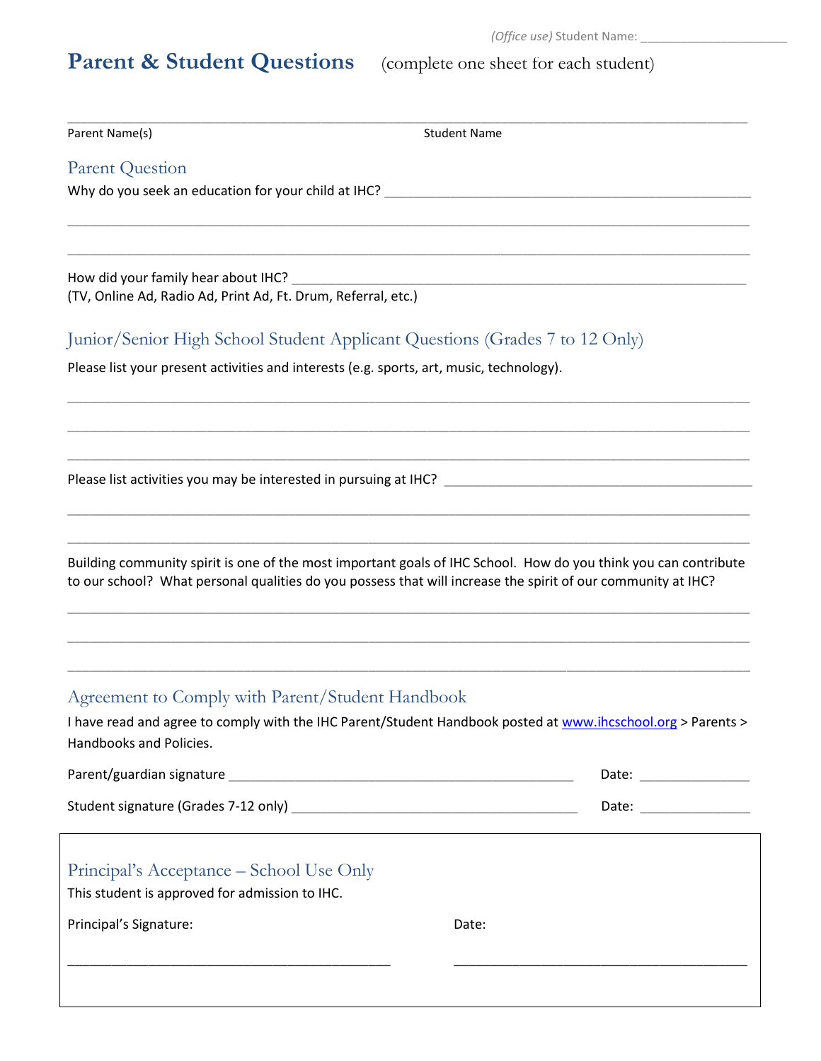*(Office use)* Student Name: ______________________

# Parent & Student Questions (complete one sheet for each student)

_______________________________________________________________________________________

Parent Name(s) Student Name

## Parent Question

Why do you seek an education for your child at IHC? ______________________________________________

_______________________________________________________________________________________

_______________________________________________________________________________________

How did your family hear about IHC? ______________________________________________________
(TV, Online Ad, Radio Ad, Print Ad, Ft. Drum, Referral, etc.)

## Junior/Senior High School Student Applicant Questions (Grades 7 to 12 Only)

Please list your present activities and interests (e.g. sports, art, music, technology).

_______________________________________________________________________________________

_______________________________________________________________________________________

_______________________________________________________________________________________

Please list activities you may be interested in pursuing at IHC? ____________________________________

_______________________________________________________________________________________

_______________________________________________________________________________________

Building community spirit is one of the most important goals of IHC School. How do you think you can contribute to our school? What personal qualities do you possess that will increase the spirit of our community at IHC?

_______________________________________________________________________________________

_______________________________________________________________________________________

_______________________________________________________________________________________

## Agreement to Comply with Parent/Student Handbook

I have read and agree to comply with the IHC Parent/Student Handbook posted at www.ihcschool.org > Parents > Handbooks and Policies.

Parent/guardian signature ____________________________________________ Date: ______________

Student signature (Grades 7-12 only) ____________________________________ Date: ______________

## Principal's Acceptance – School Use Only

This student is approved for admission to IHC.

Principal's Signature: Date:

________________________________________ ________________________________________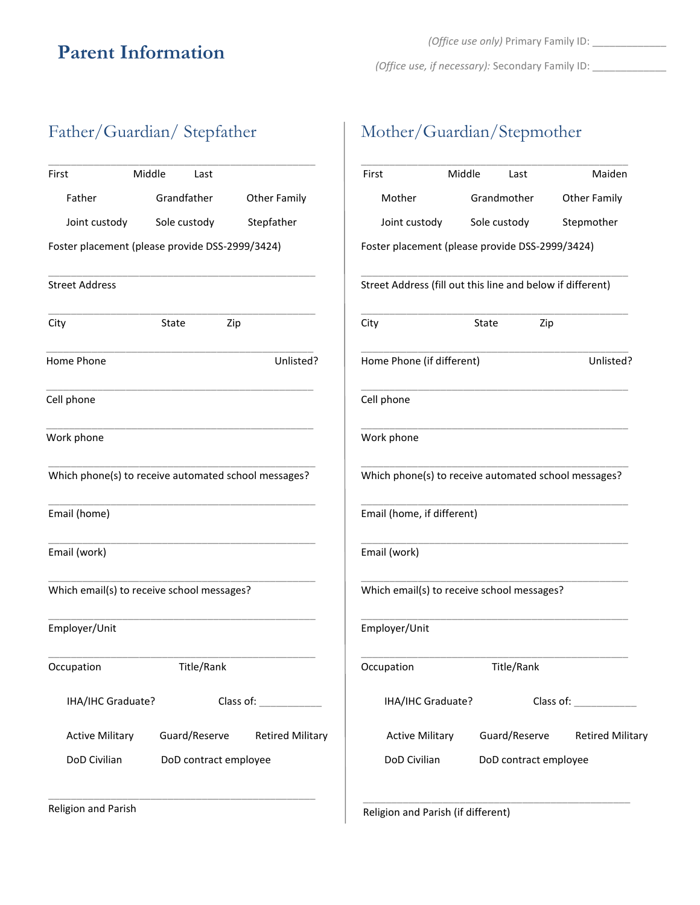# Parent Information

*(Office use only)* Primary Family ID: _____________

*(Office use, if necessary):* Secondary Family ID: _____________

## Father/Guardian/ Stepfather

_______________________________________________

First Middle Last

Father Grandfather Other Family

Joint custody Sole custody Stepfather

Foster placement (please provide DSS-2999/3424)

_______________________________________________

Street Address

_______________________________________________

City State Zip

_______________________________________________

Home Phone Unlisted?

_______________________________________________

Cell phone

_______________________________________________

Work phone

_______________________________________________

Which phone(s) to receive automated school messages?

_______________________________________________

Email (home)

_______________________________________________

Email (work)

_______________________________________________

Which email(s) to receive school messages?

_______________________________________________

Employer/Unit

_______________________________________________

Occupation Title/Rank

IHA/IHC Graduate? Class of: ___________

Active Military Guard/Reserve Retired Military

DoD Civilian DoD contract employee

_______________________________________________

Religion and Parish

## Mother/Guardian/Stepmother

_______________________________________________

First Middle Last Maiden

Mother Grandmother Other Family

Joint custody Sole custody Stepmother

Foster placement (please provide DSS-2999/3424)

_______________________________________________

Street Address (fill out this line and below if different)

_______________________________________________

City State Zip

_______________________________________________

Home Phone (if different) Unlisted?

_______________________________________________

Cell phone

_______________________________________________

Work phone

_______________________________________________

Which phone(s) to receive automated school messages?

_______________________________________________

Email (home, if different)

_______________________________________________

Email (work)

_______________________________________________

Which email(s) to receive school messages?

_______________________________________________

Employer/Unit

_______________________________________________

Occupation Title/Rank

IHA/IHC Graduate? Class of: ___________

Active Military Guard/Reserve Retired Military

DoD Civilian DoD contract employee

_______________________________________________

Religion and Parish (if different)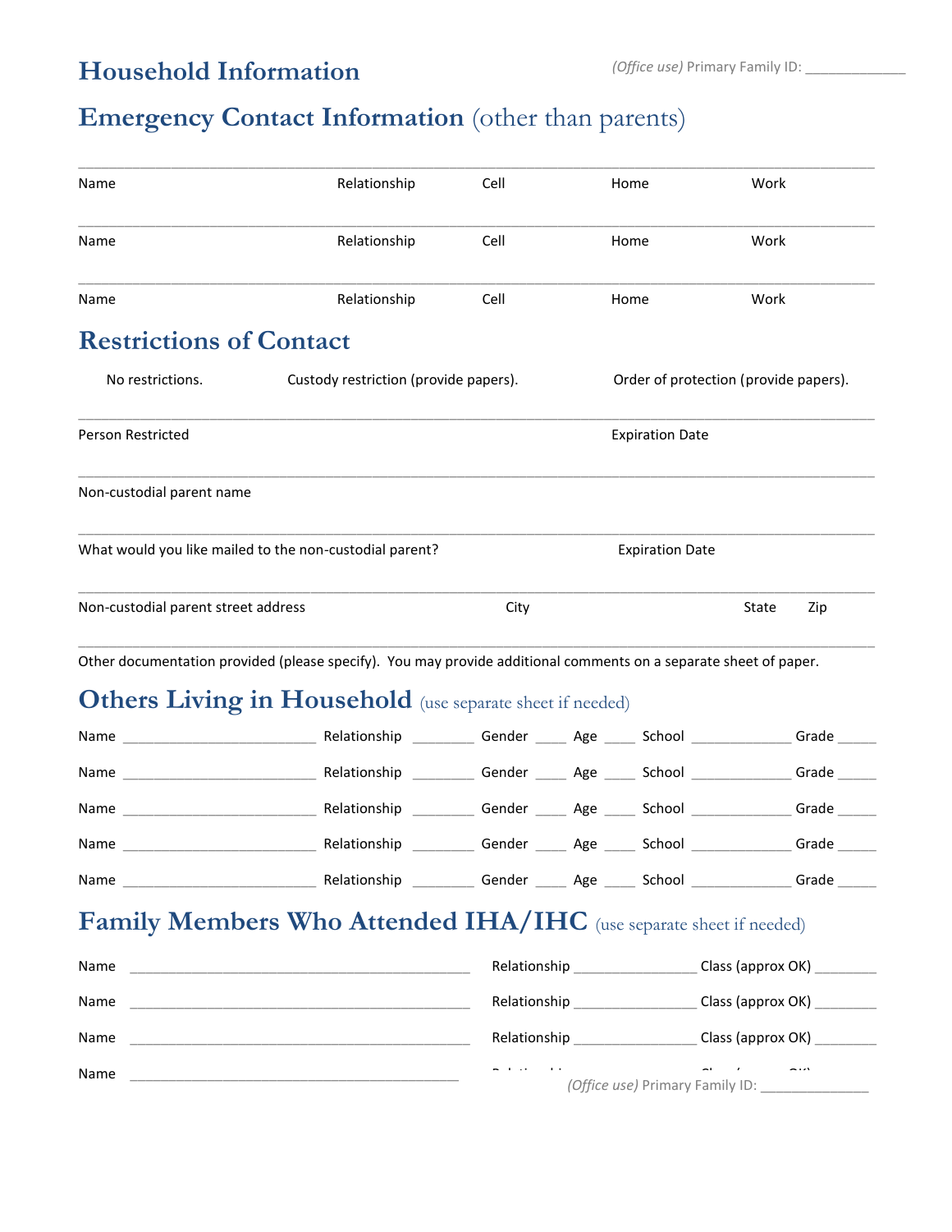# Household Information

*(Office use)* Primary Family ID: ____________

## Emergency Contact Information (other than parents)

________________________________________________________________________________

Name Relationship Cell Home Work

________________________________________________________________________________

Name Relationship Cell Home Work

________________________________________________________________________________

Name Relationship Cell Home Work

## Restrictions of Contact

No restrictions. Custody restriction (provide papers). Order of protection (provide papers).

________________________________________________________________________________

Person Restricted Expiration Date

________________________________________________________________________________

Non-custodial parent name

________________________________________________________________________________

What would you like mailed to the non-custodial parent? Expiration Date

________________________________________________________________________________

Non-custodial parent street address City State Zip

________________________________________________________________________________

Other documentation provided (please specify). You may provide additional comments on a separate sheet of paper.

## Others Living in Household (use separate sheet if needed)

Name ________________________ Relationship ________ Gender ____ Age ____ School _____________ Grade _____

Name ________________________ Relationship ________ Gender ____ Age ____ School _____________ Grade _____

Name ________________________ Relationship ________ Gender ____ Age ____ School _____________ Grade _____

Name ________________________ Relationship ________ Gender ____ Age ____ School _____________ Grade _____

Name ________________________ Relationship ________ Gender ____ Age ____ School _____________ Grade _____

## Family Members Who Attended IHA/IHC (use separate sheet if needed)

Name ____________________________________________ Relationship _______________ Class (approx OK) ________

Name ____________________________________________ Relationship _______________ Class (approx OK) ________

Name ____________________________________________ Relationship _______________ Class (approx OK) ________

Name ____________________________________________ Relationship _______________ Class (approx OK) ________

*(Office use)* Primary Family ID: ______________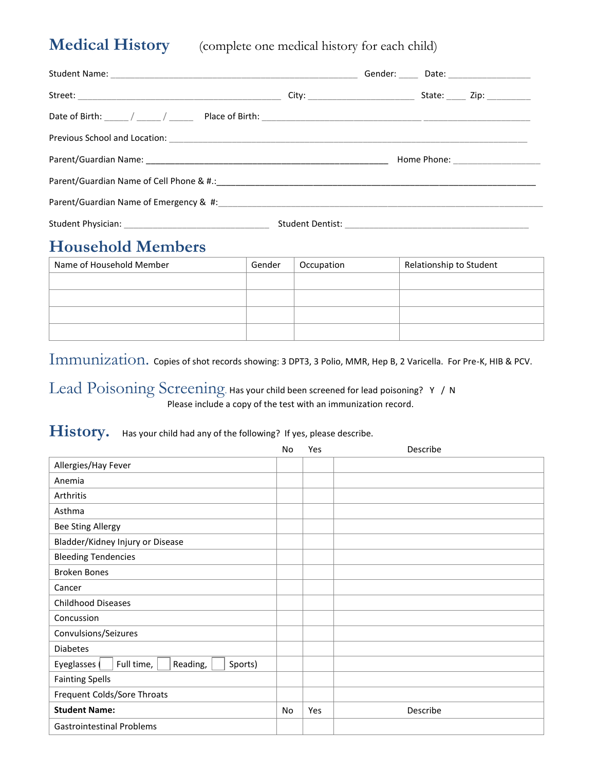# Medical History (complete one medical history for each child)

Student Name: ______________________________________________ Gender: ____ Date: _______________

Street: ________________________________________ City: ____________________ State: ____ Zip: _________

Date of Birth: _____ / _____ / _____ Place of Birth: ______________________________ ______________________

Previous School and Location: ________________________________________________________________________

Parent/Guardian Name: ______________________________________________ Home Phone: _________________

Parent/Guardian Name of Cell Phone & #.:_____________________________________________________________

Parent/Guardian Name of Emergency & #:______________________________________________________________

Student Physician: ____________________________ Student Dentist: ___________________________________

## Household Members

| Name of Household Member | Gender | Occupation | Relationship to Student |
|---|---|---|---|
| | | | |
| | | | |
| | | | |
| | | | |

## Immunization.

Copies of shot records showing: 3 DPT3, 3 Polio, MMR, Hep B, 2 Varicella. For Pre-K, HIB & PCV.

## Lead Poisoning Screening.

Has your child been screened for lead poisoning? Y / N

Please include a copy of the test with an immunization record.

## History.

Has your child had any of the following? If yes, please describe.

| | No | Yes | Describe |
|---|---|---|---|
| Allergies/Hay Fever | | | |
| Anemia | | | |
| Arthritis | | | |
| Asthma | | | |
| Bee Sting Allergy | | | |
| Bladder/Kidney Injury or Disease | | | |
| Bleeding Tendencies | | | |
| Broken Bones | | | |
| Cancer | | | |
| Childhood Diseases | | | |
| Concussion | | | |
| Convulsions/Seizures | | | |
| Diabetes | | | |
| Eyeglasses (☐ Full time, ☐ Reading, ☐ Sports) | | | |
| Fainting Spells | | | |
| Frequent Colds/Sore Throats | | | |
| **Student Name:** | No | Yes | Describe |
| Gastrointestinal Problems | | | |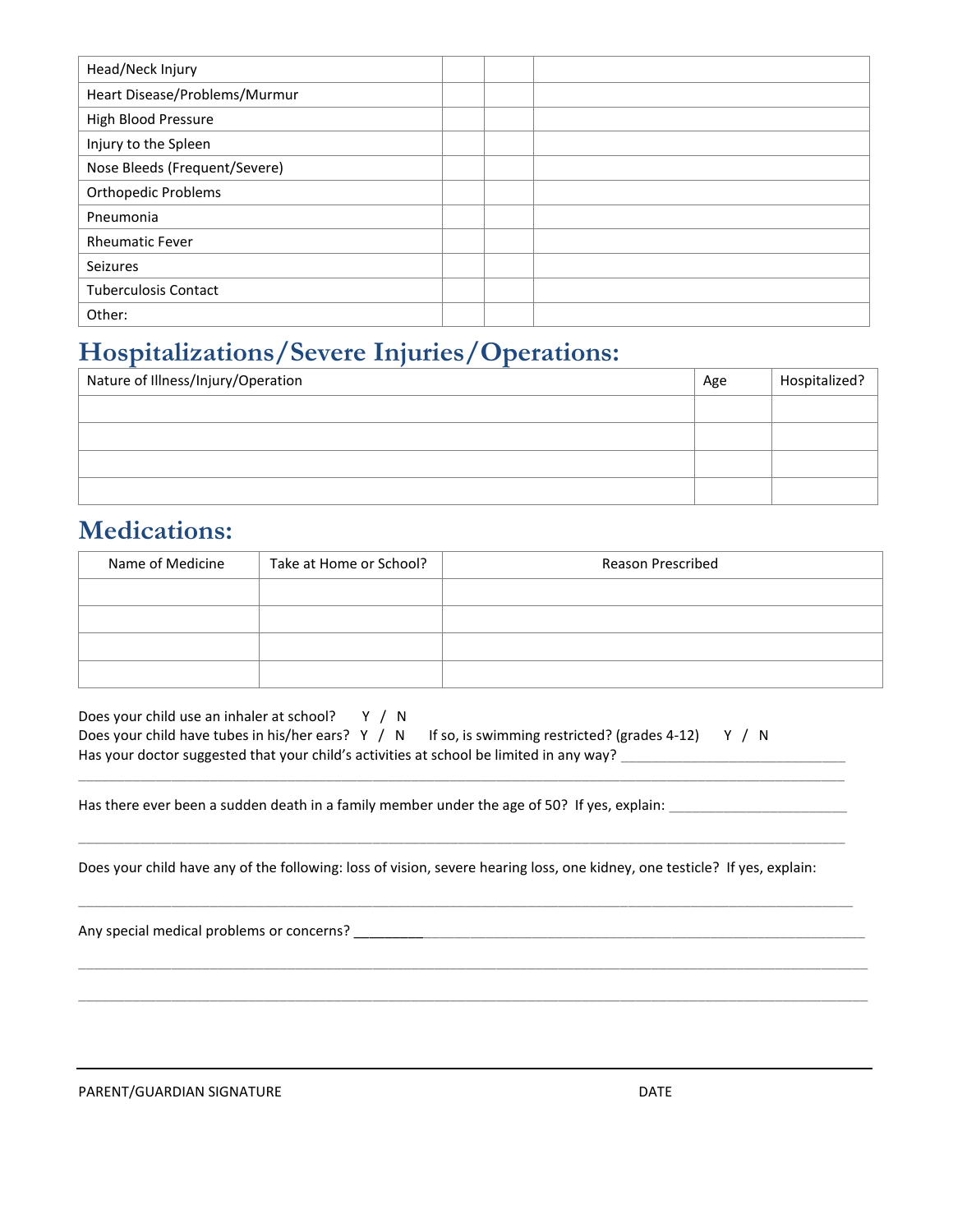| | | | |
|---|---|---|---|
| Head/Neck Injury | | | |
| Heart Disease/Problems/Murmur | | | |
| High Blood Pressure | | | |
| Injury to the Spleen | | | |
| Nose Bleeds (Frequent/Severe) | | | |
| Orthopedic Problems | | | |
| Pneumonia | | | |
| Rheumatic Fever | | | |
| Seizures | | | |
| Tuberculosis Contact | | | |
| Other: | | | |

## Hospitalizations/Severe Injuries/Operations:

| Nature of Illness/Injury/Operation | Age | Hospitalized? |
|---|---|---|
| | | |
| | | |
| | | |
| | | |

## Medications:

| Name of Medicine | Take at Home or School? | Reason Prescribed |
|---|---|---|
| | | |
| | | |
| | | |
| | | |

Does your child use an inhaler at school? Y / N

Does your child have tubes in his/her ears? Y / N If so, is swimming restricted? (grades 4-12) Y / N

Has your doctor suggested that your child's activities at school be limited in any way? ______________________________

______________________________________________________________________________________________

Has there ever been a sudden death in a family member under the age of 50? If yes, explain: ________________________

______________________________________________________________________________________________

Does your child have any of the following: loss of vision, severe hearing loss, one kidney, one testicle? If yes, explain:

______________________________________________________________________________________________

Any special medical problems or concerns? ______________________________________________________________

______________________________________________________________________________________________

______________________________________________________________________________________________

______________________________________________________________________________________________

PARENT/GUARDIAN SIGNATURE DATE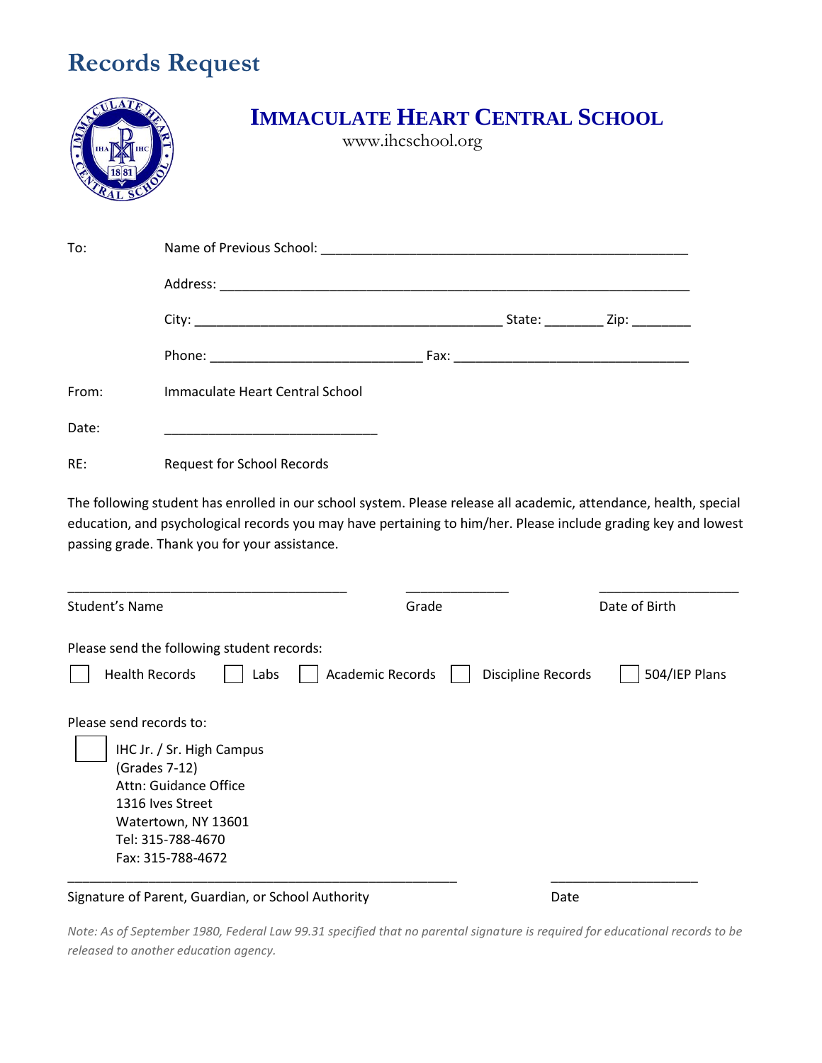# Records Request

## IMMACULATE HEART CENTRAL SCHOOL

www.ihcschool.org

To: Name of Previous School: ______________________________________________

Address: ____________________________________________________________

City: ________________________________________ State: ________ Zip: ________

Phone: ____________________________ Fax: ______________________________

From: Immaculate Heart Central School

Date: ____________________________

RE: Request for School Records

The following student has enrolled in our school system. Please release all academic, attendance, health, special education, and psychological records you may have pertaining to him/her. Please include grading key and lowest passing grade. Thank you for your assistance.

_____________________________________ ______________ __________________

Student's Name Grade Date of Birth

Please send the following student records:

☐ Health Records ☐ Labs ☐ Academic Records ☐ Discipline Records ☐ 504/IEP Plans

Please send records to:

☐ IHC Jr. / Sr. High Campus
(Grades 7-12)
Attn: Guidance Office
1316 Ives Street
Watertown, NY 13601
Tel: 315-788-4670
Fax: 315-788-4672

___________________________________________________ ___________________

Signature of Parent, Guardian, or School Authority Date

*Note: As of September 1980, Federal Law 99.31 specified that no parental signature is required for educational records to be released to another education agency.*